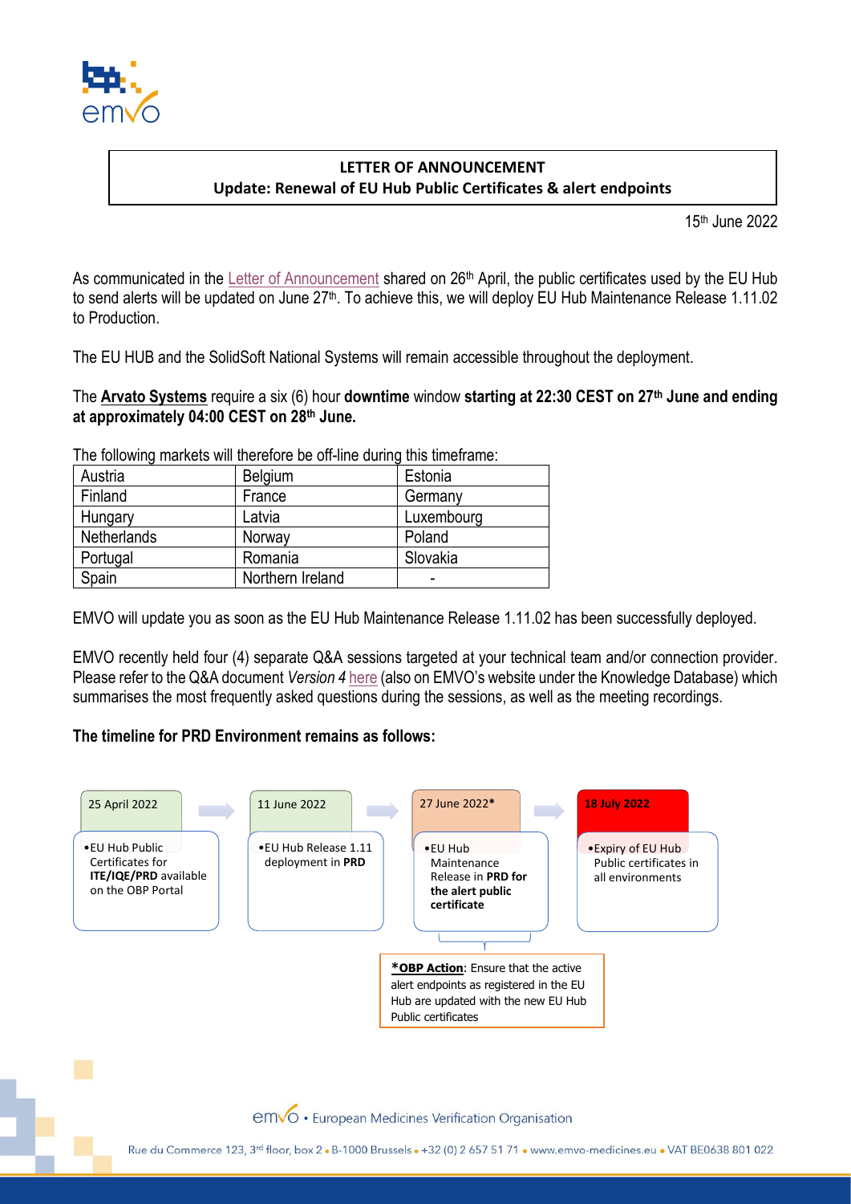## LETTER OF ANNOUNCEMENT
## Update: Renewal of EU Hub Public Certificates & alert endpoints

15th June 2022

As communicated in the Letter of Announcement shared on 26th April, the public certificates used by the EU Hub to send alerts will be updated on June 27th. To achieve this, we will deploy EU Hub Maintenance Release 1.11.02 to Production.

The EU HUB and the SolidSoft National Systems will remain accessible throughout the deployment.

The **Arvato Systems** require a six (6) hour **downtime** window **starting at 22:30 CEST on 27th June and ending at approximately 04:00 CEST on 28th June.**

The following markets will therefore be off-line during this timeframe:

| | | |
|---|---|---|
| Austria | Belgium | Estonia |
| Finland | France | Germany |
| Hungary | Latvia | Luxembourg |
| Netherlands | Norway | Poland |
| Portugal | Romania | Slovakia |
| Spain | Northern Ireland | - |

EMVO will update you as soon as the EU Hub Maintenance Release 1.11.02 has been successfully deployed.

EMVO recently held four (4) separate Q&A sessions targeted at your technical team and/or connection provider. Please refer to the Q&A document *Version 4* here (also on EMVO's website under the Knowledge Database) which summarises the most frequently asked questions during the sessions, as well as the meeting recordings.

**The timeline for PRD Environment remains as follows:**

**25 April 2022**
- EU Hub Public Certificates for **ITE/IQE/PRD** available on the OBP Portal

**11 June 2022**
- EU Hub Release 1.11 deployment in **PRD**

**27 June 2022***
- EU Hub Maintenance Release in **PRD for the alert public certificate**

**18 July 2022**
- Expiry of EU Hub Public certificates in all environments

***OBP Action**: Ensure that the active alert endpoints as registered in the EU Hub are updated with the new EU Hub Public certificates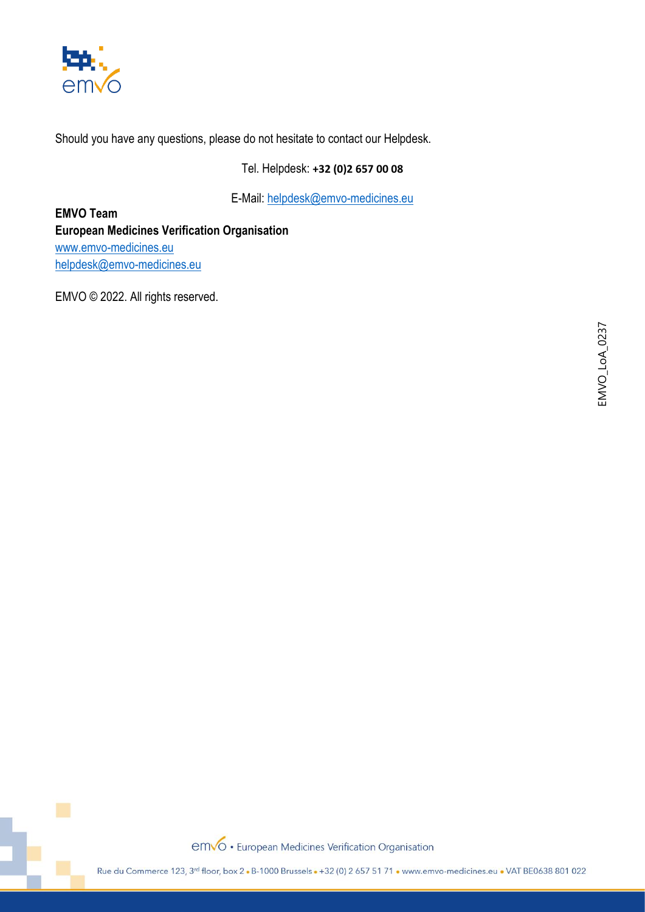Should you have any questions, please do not hesitate to contact our Helpdesk.

Tel. Helpdesk: **+32 (0)2 657 00 08**

E-Mail: helpdesk@emvo-medicines.eu

**EMVO Team**
**European Medicines Verification Organisation**
www.emvo-medicines.eu
helpdesk@emvo-medicines.eu

EMVO © 2022. All rights reserved.

EMVO_LoA_0237